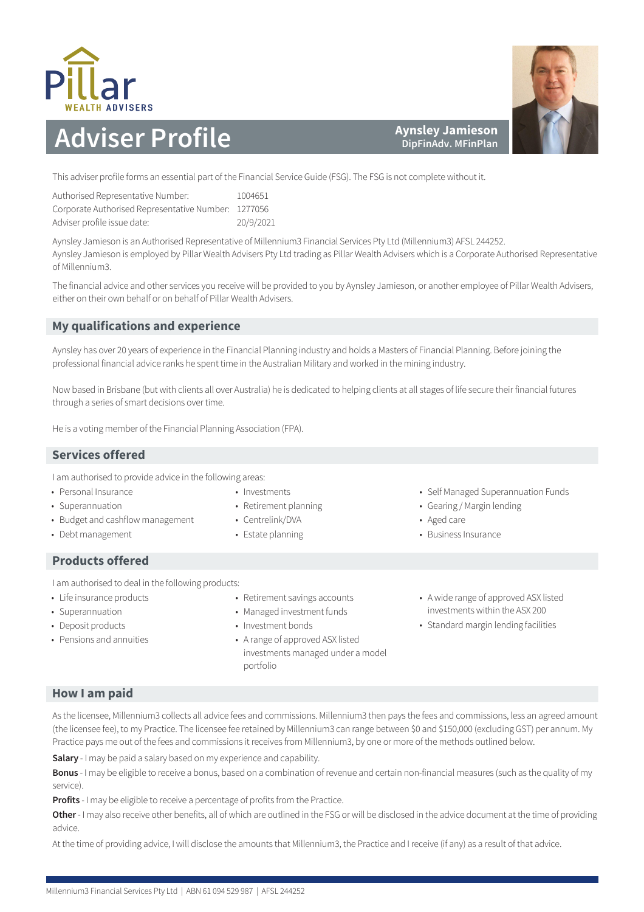Pillar WEALTH ADVISERS

# Adviser Profile

**Aynsley Jamieson**
**DipFinAdv. MFinPlan**

This adviser profile forms an essential part of the Financial Service Guide (FSG). The FSG is not complete without it.

| | |
|---|---|
| Authorised Representative Number: | 1004651 |
| Corporate Authorised Representative Number: | 1277056 |
| Adviser profile issue date: | 20/9/2021 |

Aynsley Jamieson is an Authorised Representative of Millennium3 Financial Services Pty Ltd (Millennium3) AFSL 244252.
Aynsley Jamieson is employed by Pillar Wealth Advisers Pty Ltd trading as Pillar Wealth Advisers which is a Corporate Authorised Representative of Millennium3.

The financial advice and other services you receive will be provided to you by Aynsley Jamieson, or another employee of Pillar Wealth Advisers, either on their own behalf or on behalf of Pillar Wealth Advisers.

## My qualifications and experience

Aynsley has over 20 years of experience in the Financial Planning industry and holds a Masters of Financial Planning. Before joining the professional financial advice ranks he spent time in the Australian Military and worked in the mining industry.

Now based in Brisbane (but with clients all over Australia) he is dedicated to helping clients at all stages of life secure their financial futures through a series of smart decisions over time.

He is a voting member of the Financial Planning Association (FPA).

## Services offered

I am authorised to provide advice in the following areas:

- Personal Insurance
- Superannuation
- Budget and cashflow management
- Debt management
- Investments
- Retirement planning
- Centrelink/DVA
- Estate planning
- Self Managed Superannuation Funds
- Gearing / Margin lending
- Aged care
- Business Insurance

## Products offered

I am authorised to deal in the following products:

- Life insurance products
- Superannuation
- Deposit products
- Pensions and annuities
- Retirement savings accounts
- Managed investment funds
- Investment bonds
- A range of approved ASX listed investments managed under a model portfolio
- A wide range of approved ASX listed investments within the ASX 200
- Standard margin lending facilities

## How I am paid

As the licensee, Millennium3 collects all advice fees and commissions. Millennium3 then pays the fees and commissions, less an agreed amount (the licensee fee), to my Practice. The licensee fee retained by Millennium3 can range between $0 and $150,000 (excluding GST) per annum. My Practice pays me out of the fees and commissions it receives from Millennium3, by one or more of the methods outlined below.

**Salary** - I may be paid a salary based on my experience and capability.

**Bonus** - I may be eligible to receive a bonus, based on a combination of revenue and certain non-financial measures (such as the quality of my service).

**Profits** - I may be eligible to receive a percentage of profits from the Practice.

**Other** - I may also receive other benefits, all of which are outlined in the FSG or will be disclosed in the advice document at the time of providing advice.

At the time of providing advice, I will disclose the amounts that Millennium3, the Practice and I receive (if any) as a result of that advice.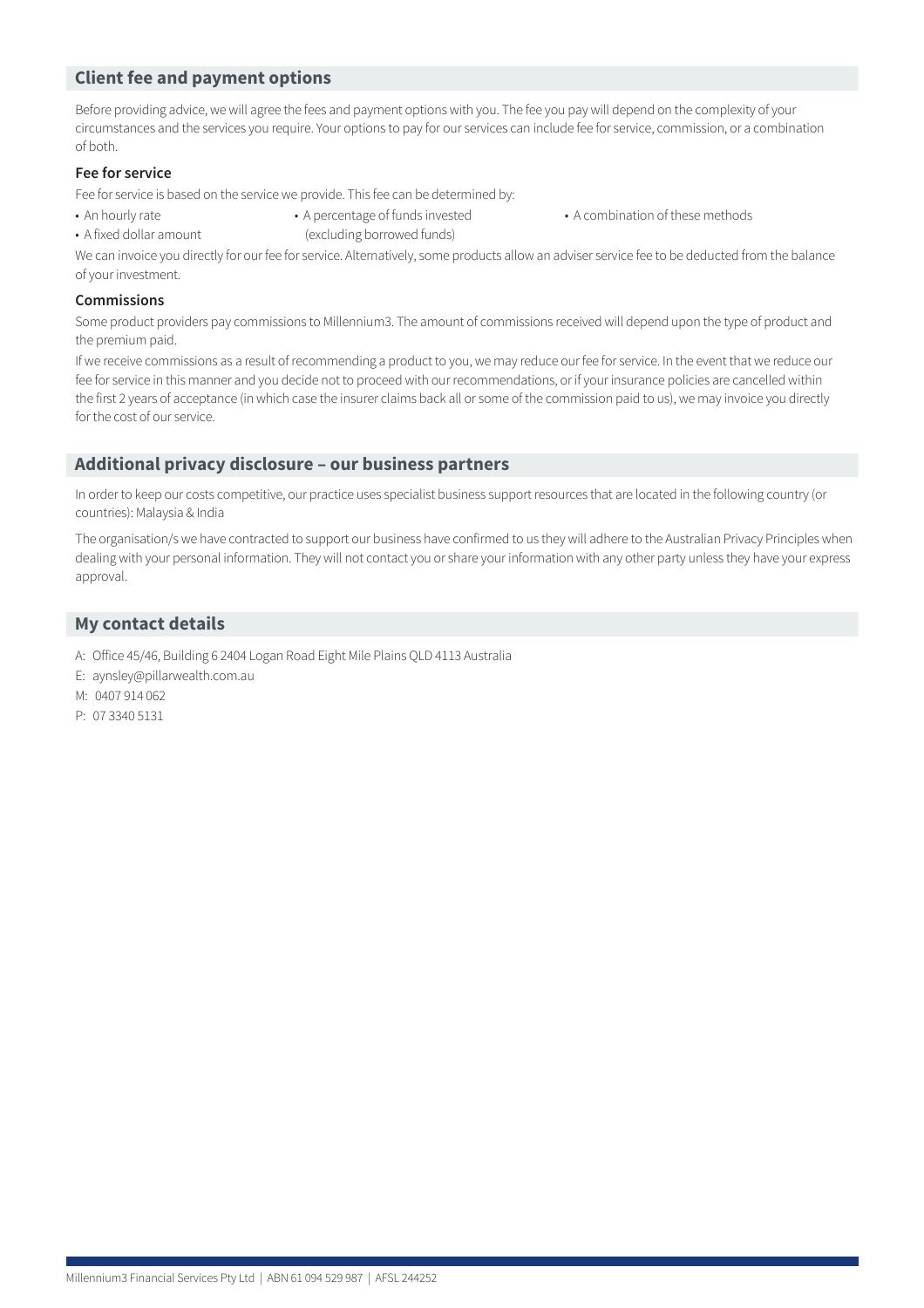## Client fee and payment options

Before providing advice, we will agree the fees and payment options with you. The fee you pay will depend on the complexity of your circumstances and the services you require. Your options to pay for our services can include fee for service, commission, or a combination of both.

### Fee for service

Fee for service is based on the service we provide. This fee can be determined by:

- An hourly rate
- A fixed dollar amount
- A percentage of funds invested (excluding borrowed funds)
- A combination of these methods

We can invoice you directly for our fee for service. Alternatively, some products allow an adviser service fee to be deducted from the balance of your investment.

### Commissions

Some product providers pay commissions to Millennium3. The amount of commissions received will depend upon the type of product and the premium paid.

If we receive commissions as a result of recommending a product to you, we may reduce our fee for service. In the event that we reduce our fee for service in this manner and you decide not to proceed with our recommendations, or if your insurance policies are cancelled within the first 2 years of acceptance (in which case the insurer claims back all or some of the commission paid to us), we may invoice you directly for the cost of our service.

## Additional privacy disclosure – our business partners

In order to keep our costs competitive, our practice uses specialist business support resources that are located in the following country (or countries): Malaysia & India

The organisation/s we have contracted to support our business have confirmed to us they will adhere to the Australian Privacy Principles when dealing with your personal information. They will not contact you or share your information with any other party unless they have your express approval.

## My contact details

A: Office 45/46, Building 6 2404 Logan Road Eight Mile Plains QLD 4113 Australia
E: aynsley@pillarwealth.com.au
M: 0407 914 062
P: 07 3340 5131

Millennium3 Financial Services Pty Ltd | ABN 61 094 529 987 | AFSL 244252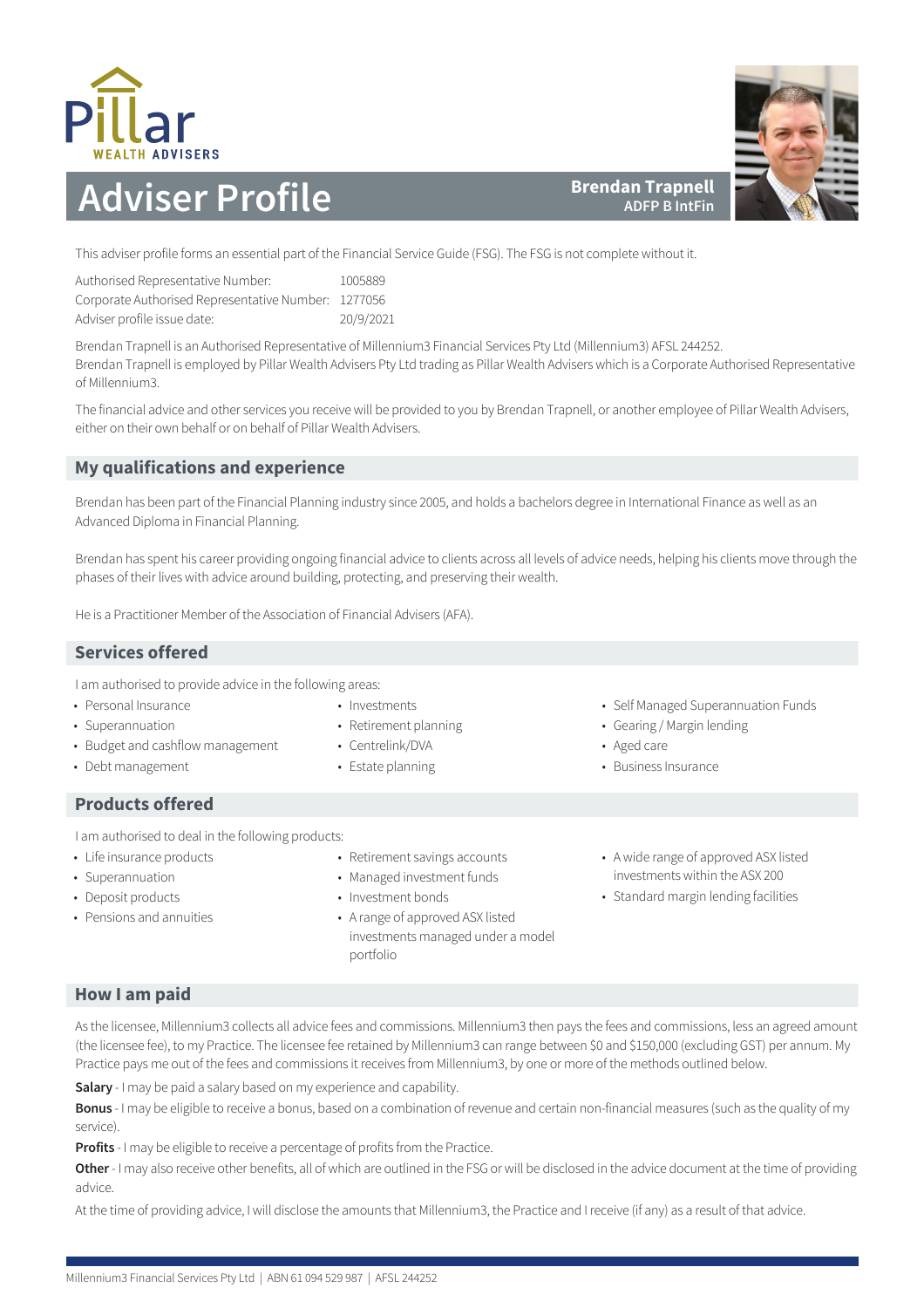Pillar
WEALTH ADVISERS

# Adviser Profile

**Brendan Trapnell**
**ADFP B IntFin**

This adviser profile forms an essential part of the Financial Service Guide (FSG). The FSG is not complete without it.

| | |
|---|---|
| Authorised Representative Number: | 1005889 |
| Corporate Authorised Representative Number: | 1277056 |
| Adviser profile issue date: | 20/9/2021 |

Brendan Trapnell is an Authorised Representative of Millennium3 Financial Services Pty Ltd (Millennium3) AFSL 244252.
Brendan Trapnell is employed by Pillar Wealth Advisers Pty Ltd trading as Pillar Wealth Advisers which is a Corporate Authorised Representative of Millennium3.

The financial advice and other services you receive will be provided to you by Brendan Trapnell, or another employee of Pillar Wealth Advisers, either on their own behalf or on behalf of Pillar Wealth Advisers.

## My qualifications and experience

Brendan has been part of the Financial Planning industry since 2005, and holds a bachelors degree in International Finance as well as an Advanced Diploma in Financial Planning.

Brendan has spent his career providing ongoing financial advice to clients across all levels of advice needs, helping his clients move through the phases of their lives with advice around building, protecting, and preserving their wealth.

He is a Practitioner Member of the Association of Financial Advisers (AFA).

## Services offered

I am authorised to provide advice in the following areas:

- Personal Insurance
- Superannuation
- Budget and cashflow management
- Debt management
- Investments
- Retirement planning
- Centrelink/DVA
- Estate planning
- Self Managed Superannuation Funds
- Gearing / Margin lending
- Aged care
- Business Insurance

## Products offered

I am authorised to deal in the following products:

- Life insurance products
- Superannuation
- Deposit products
- Pensions and annuities
- Retirement savings accounts
- Managed investment funds
- Investment bonds
- A range of approved ASX listed investments managed under a model portfolio
- A wide range of approved ASX listed investments within the ASX 200
- Standard margin lending facilities

## How I am paid

As the licensee, Millennium3 collects all advice fees and commissions. Millennium3 then pays the fees and commissions, less an agreed amount (the licensee fee), to my Practice. The licensee fee retained by Millennium3 can range between $0 and $150,000 (excluding GST) per annum. My Practice pays me out of the fees and commissions it receives from Millennium3, by one or more of the methods outlined below.

**Salary** - I may be paid a salary based on my experience and capability.

**Bonus** - I may be eligible to receive a bonus, based on a combination of revenue and certain non-financial measures (such as the quality of my service).

**Profits** - I may be eligible to receive a percentage of profits from the Practice.

**Other** - I may also receive other benefits, all of which are outlined in the FSG or will be disclosed in the advice document at the time of providing advice.

At the time of providing advice, I will disclose the amounts that Millennium3, the Practice and I receive (if any) as a result of that advice.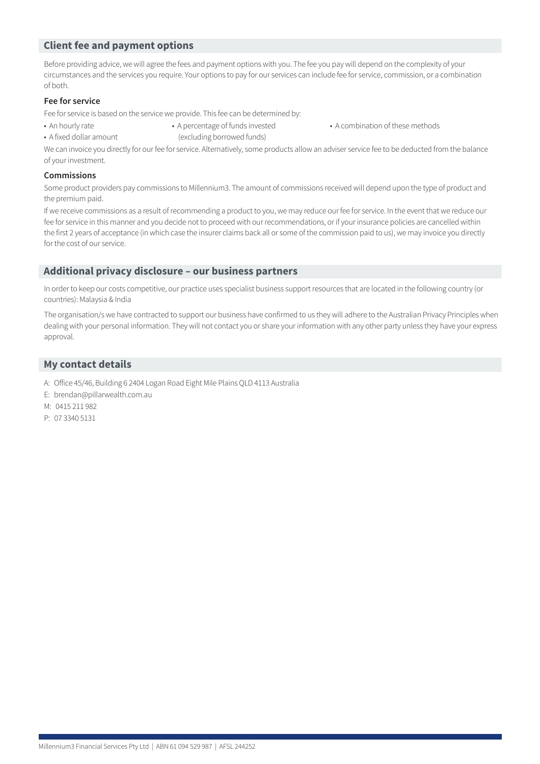## Client fee and payment options

Before providing advice, we will agree the fees and payment options with you. The fee you pay will depend on the complexity of your circumstances and the services you require. Your options to pay for our services can include fee for service, commission, or a combination of both.

### Fee for service

Fee for service is based on the service we provide. This fee can be determined by:

- An hourly rate
- A fixed dollar amount
- A percentage of funds invested (excluding borrowed funds)
- A combination of these methods

We can invoice you directly for our fee for service. Alternatively, some products allow an adviser service fee to be deducted from the balance of your investment.

### Commissions

Some product providers pay commissions to Millennium3. The amount of commissions received will depend upon the type of product and the premium paid.

If we receive commissions as a result of recommending a product to you, we may reduce our fee for service. In the event that we reduce our fee for service in this manner and you decide not to proceed with our recommendations, or if your insurance policies are cancelled within the first 2 years of acceptance (in which case the insurer claims back all or some of the commission paid to us), we may invoice you directly for the cost of our service.

## Additional privacy disclosure – our business partners

In order to keep our costs competitive, our practice uses specialist business support resources that are located in the following country (or countries): Malaysia & India

The organisation/s we have contracted to support our business have confirmed to us they will adhere to the Australian Privacy Principles when dealing with your personal information. They will not contact you or share your information with any other party unless they have your express approval.

## My contact details

A: Office 45/46, Building 6 2404 Logan Road Eight Mile Plains QLD 4113 Australia
E: brendan@pillarwealth.com.au
M: 0415 211 982
P: 07 3340 5131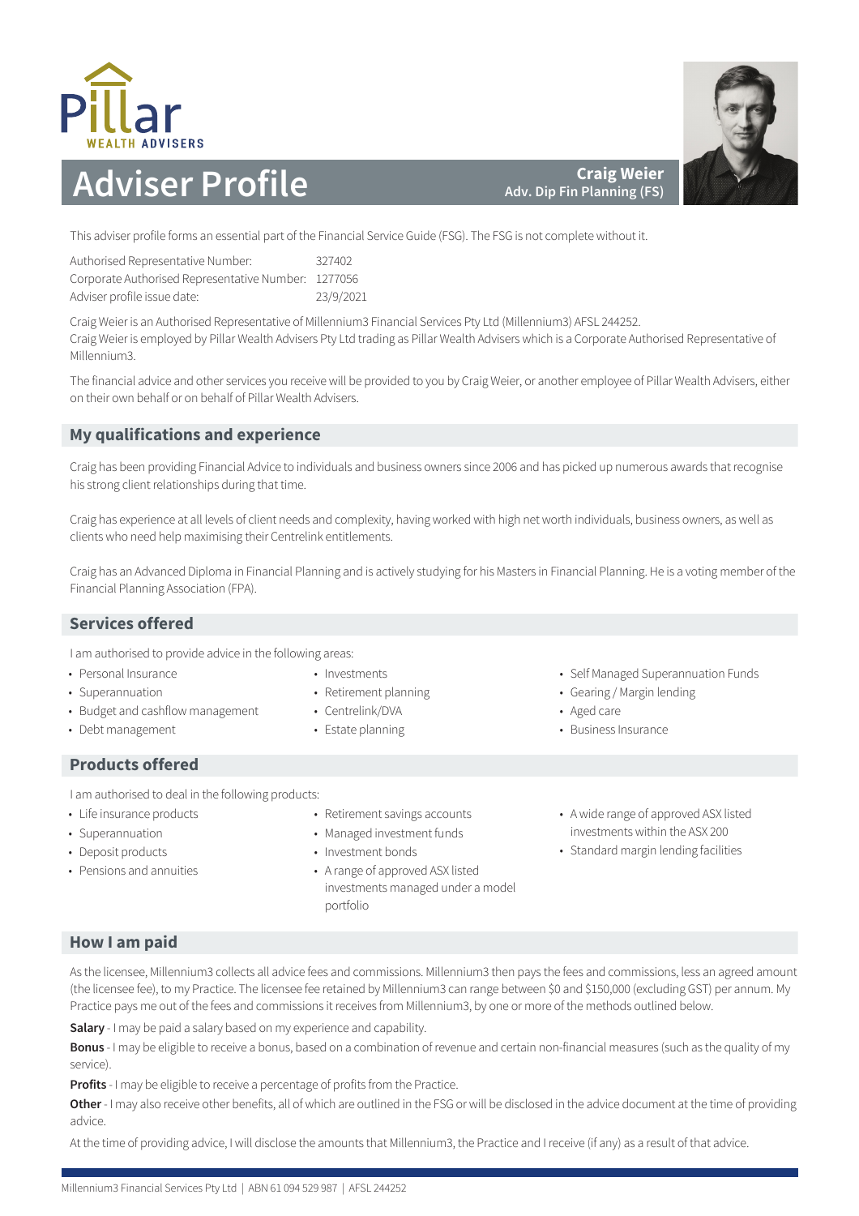Pillar WEALTH ADVISERS

# Adviser Profile

**Craig Weier**
**Adv. Dip Fin Planning (FS)**

This adviser profile forms an essential part of the Financial Service Guide (FSG). The FSG is not complete without it.

| | |
|---|---|
| Authorised Representative Number: | 327402 |
| Corporate Authorised Representative Number: | 1277056 |
| Adviser profile issue date: | 23/9/2021 |

Craig Weier is an Authorised Representative of Millennium3 Financial Services Pty Ltd (Millennium3) AFSL 244252.
Craig Weier is employed by Pillar Wealth Advisers Pty Ltd trading as Pillar Wealth Advisers which is a Corporate Authorised Representative of Millennium3.

The financial advice and other services you receive will be provided to you by Craig Weier, or another employee of Pillar Wealth Advisers, either on their own behalf or on behalf of Pillar Wealth Advisers.

## My qualifications and experience

Craig has been providing Financial Advice to individuals and business owners since 2006 and has picked up numerous awards that recognise his strong client relationships during that time.

Craig has experience at all levels of client needs and complexity, having worked with high net worth individuals, business owners, as well as clients who need help maximising their Centrelink entitlements.

Craig has an Advanced Diploma in Financial Planning and is actively studying for his Masters in Financial Planning. He is a voting member of the Financial Planning Association (FPA).

## Services offered

I am authorised to provide advice in the following areas:

- Personal Insurance
- Superannuation
- Budget and cashflow management
- Debt management
- Investments
- Retirement planning
- Centrelink/DVA
- Estate planning
- Self Managed Superannuation Funds
- Gearing / Margin lending
- Aged care
- Business Insurance

## Products offered

I am authorised to deal in the following products:

- Life insurance products
- Superannuation
- Deposit products
- Pensions and annuities
- Retirement savings accounts
- Managed investment funds
- Investment bonds
- A range of approved ASX listed investments managed under a model portfolio
- A wide range of approved ASX listed investments within the ASX 200
- Standard margin lending facilities

## How I am paid

As the licensee, Millennium3 collects all advice fees and commissions. Millennium3 then pays the fees and commissions, less an agreed amount (the licensee fee), to my Practice. The licensee fee retained by Millennium3 can range between $0 and $150,000 (excluding GST) per annum. My Practice pays me out of the fees and commissions it receives from Millennium3, by one or more of the methods outlined below.

**Salary** - I may be paid a salary based on my experience and capability.

**Bonus** - I may be eligible to receive a bonus, based on a combination of revenue and certain non-financial measures (such as the quality of my service).

**Profits** - I may be eligible to receive a percentage of profits from the Practice.

**Other** - I may also receive other benefits, all of which are outlined in the FSG or will be disclosed in the advice document at the time of providing advice.

At the time of providing advice, I will disclose the amounts that Millennium3, the Practice and I receive (if any) as a result of that advice.

Millennium3 Financial Services Pty Ltd | ABN 61 094 529 987 | AFSL 244252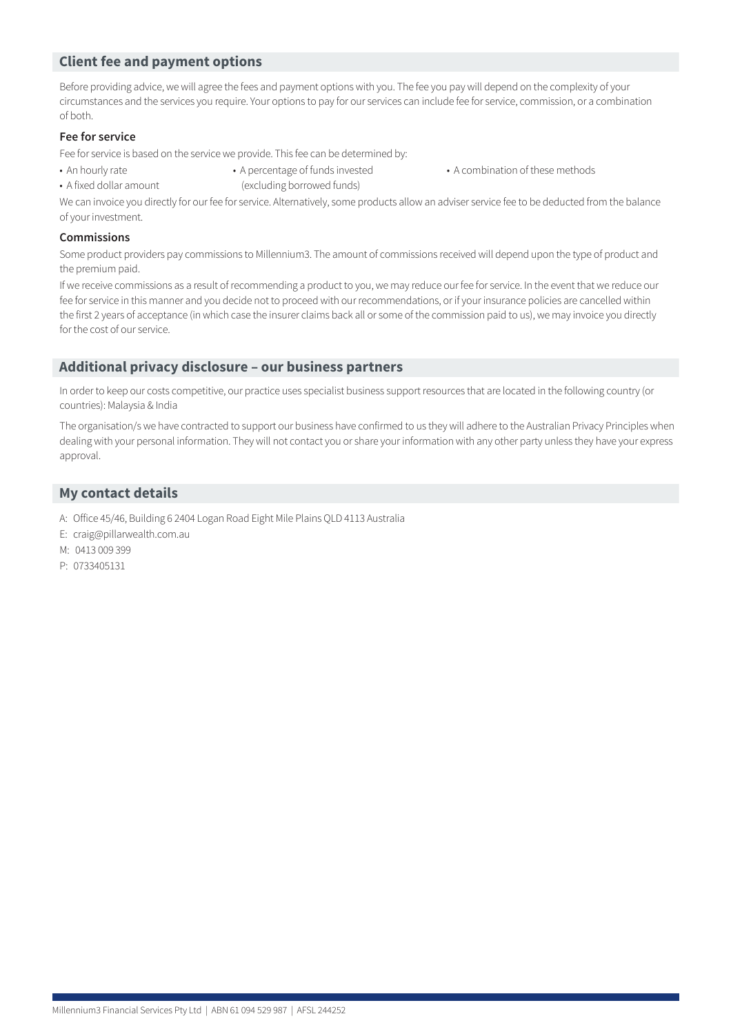## Client fee and payment options

Before providing advice, we will agree the fees and payment options with you. The fee you pay will depend on the complexity of your circumstances and the services you require. Your options to pay for our services can include fee for service, commission, or a combination of both.

### Fee for service

Fee for service is based on the service we provide. This fee can be determined by:

- An hourly rate
- A fixed dollar amount
- A percentage of funds invested (excluding borrowed funds)
- A combination of these methods

We can invoice you directly for our fee for service. Alternatively, some products allow an adviser service fee to be deducted from the balance of your investment.

### Commissions

Some product providers pay commissions to Millennium3. The amount of commissions received will depend upon the type of product and the premium paid.

If we receive commissions as a result of recommending a product to you, we may reduce our fee for service. In the event that we reduce our fee for service in this manner and you decide not to proceed with our recommendations, or if your insurance policies are cancelled within the first 2 years of acceptance (in which case the insurer claims back all or some of the commission paid to us), we may invoice you directly for the cost of our service.

## Additional privacy disclosure – our business partners

In order to keep our costs competitive, our practice uses specialist business support resources that are located in the following country (or countries): Malaysia & India

The organisation/s we have contracted to support our business have confirmed to us they will adhere to the Australian Privacy Principles when dealing with your personal information. They will not contact you or share your information with any other party unless they have your express approval.

## My contact details

A: Office 45/46, Building 6 2404 Logan Road Eight Mile Plains QLD 4113 Australia

E: craig@pillarwealth.com.au

M: 0413 009 399

P: 0733405131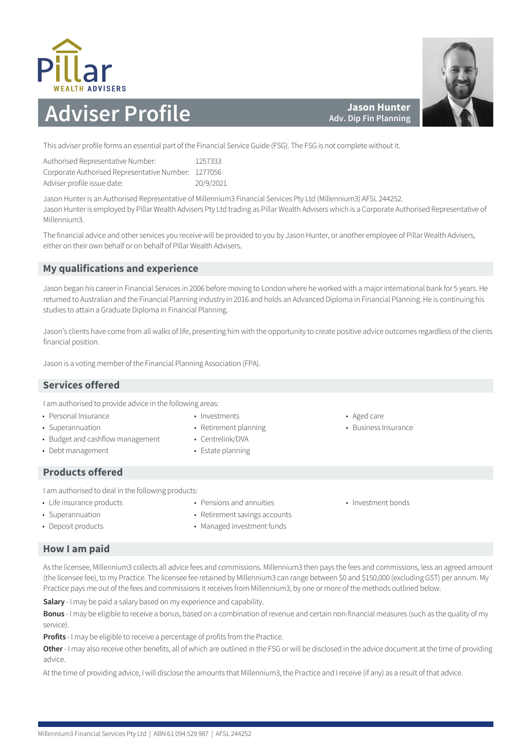Pillar WEALTH ADVISERS

# Adviser Profile

**Jason Hunter**
**Adv. Dip Fin Planning**

This adviser profile forms an essential part of the Financial Service Guide (FSG). The FSG is not complete without it.

| | |
|---|---|
| Authorised Representative Number: | 1257333 |
| Corporate Authorised Representative Number: | 1277056 |
| Adviser profile issue date: | 20/9/2021 |

Jason Hunter is an Authorised Representative of Millennium3 Financial Services Pty Ltd (Millennium3) AFSL 244252.
Jason Hunter is employed by Pillar Wealth Advisers Pty Ltd trading as Pillar Wealth Advisers which is a Corporate Authorised Representative of Millennium3.

The financial advice and other services you receive will be provided to you by Jason Hunter, or another employee of Pillar Wealth Advisers, either on their own behalf or on behalf of Pillar Wealth Advisers.

## My qualifications and experience

Jason began his career in Financial Services in 2006 before moving to London where he worked with a major international bank for 5 years. He returned to Australian and the Financial Planning industry in 2016 and holds an Advanced Diploma in Financial Planning. He is continuing his studies to attain a Graduate Diploma in Financial Planning.

Jason's clients have come from all walks of life, presenting him with the opportunity to create positive advice outcomes regardless of the clients financial position.

Jason is a voting member of the Financial Planning Association (FPA).

## Services offered

I am authorised to provide advice in the following areas:

- Personal Insurance
- Superannuation
- Budget and cashflow management
- Debt management
- Investments
- Retirement planning
- Centrelink/DVA
- Estate planning
- Aged care
- Business Insurance

## Products offered

I am authorised to deal in the following products:

- Life insurance products
- Superannuation
- Deposit products
- Pensions and annuities
- Retirement savings accounts
- Managed investment funds
- Investment bonds

## How I am paid

As the licensee, Millennium3 collects all advice fees and commissions. Millennium3 then pays the fees and commissions, less an agreed amount (the licensee fee), to my Practice. The licensee fee retained by Millennium3 can range between $0 and $150,000 (excluding GST) per annum. My Practice pays me out of the fees and commissions it receives from Millennium3, by one or more of the methods outlined below.

**Salary** - I may be paid a salary based on my experience and capability.

**Bonus** - I may be eligible to receive a bonus, based on a combination of revenue and certain non-financial measures (such as the quality of my service).

**Profits** - I may be eligible to receive a percentage of profits from the Practice.

**Other** - I may also receive other benefits, all of which are outlined in the FSG or will be disclosed in the advice document at the time of providing advice.

At the time of providing advice, I will disclose the amounts that Millennium3, the Practice and I receive (if any) as a result of that advice.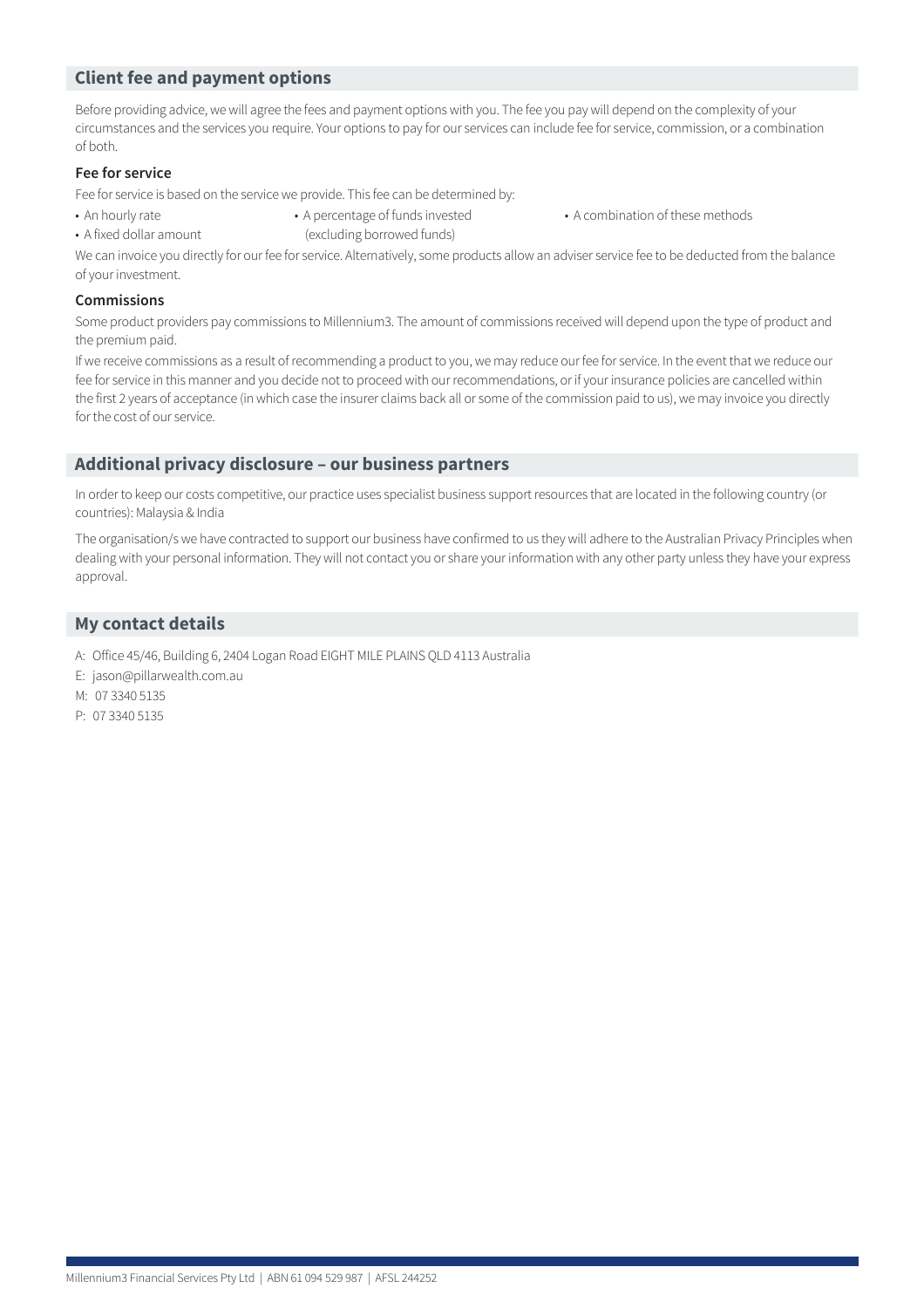## Client fee and payment options

Before providing advice, we will agree the fees and payment options with you. The fee you pay will depend on the complexity of your circumstances and the services you require. Your options to pay for our services can include fee for service, commission, or a combination of both.

### Fee for service

Fee for service is based on the service we provide. This fee can be determined by:

- An hourly rate
- A fixed dollar amount
- A percentage of funds invested (excluding borrowed funds)
- A combination of these methods

We can invoice you directly for our fee for service. Alternatively, some products allow an adviser service fee to be deducted from the balance of your investment.

### Commissions

Some product providers pay commissions to Millennium3. The amount of commissions received will depend upon the type of product and the premium paid.

If we receive commissions as a result of recommending a product to you, we may reduce our fee for service. In the event that we reduce our fee for service in this manner and you decide not to proceed with our recommendations, or if your insurance policies are cancelled within the first 2 years of acceptance (in which case the insurer claims back all or some of the commission paid to us), we may invoice you directly for the cost of our service.

## Additional privacy disclosure – our business partners

In order to keep our costs competitive, our practice uses specialist business support resources that are located in the following country (or countries): Malaysia & India

The organisation/s we have contracted to support our business have confirmed to us they will adhere to the Australian Privacy Principles when dealing with your personal information. They will not contact you or share your information with any other party unless they have your express approval.

## My contact details

A: Office 45/46, Building 6, 2404 Logan Road EIGHT MILE PLAINS QLD 4113 Australia
E: jason@pillarwealth.com.au
M: 07 3340 5135
P: 07 3340 5135

Millennium3 Financial Services Pty Ltd | ABN 61 094 529 987 | AFSL 244252